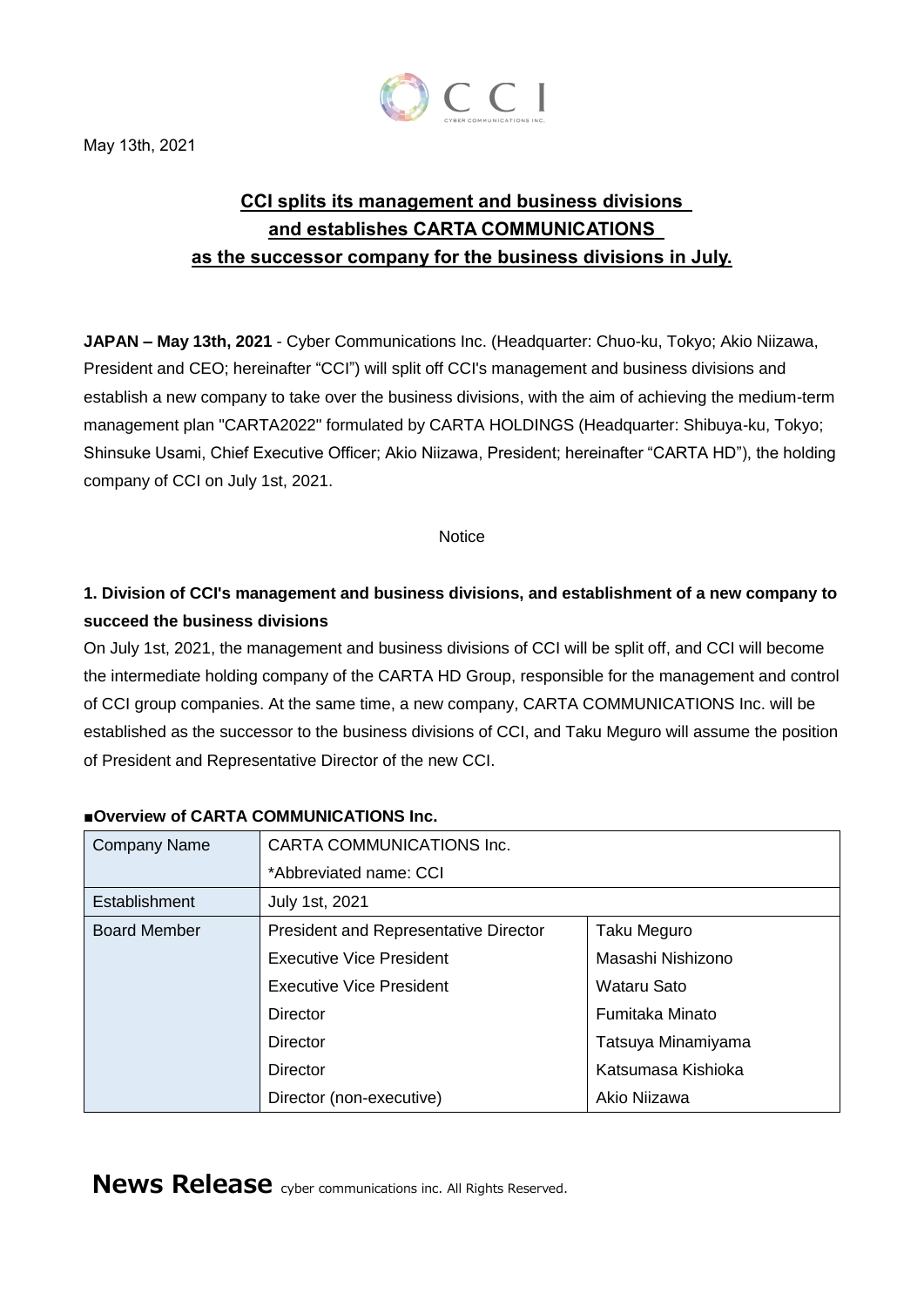May 13th, 2021

# CCI splits its management and business divisions and establishes CARTA COMMUNICATIONS as the successor company for the business divisions in July.

**JAPAN – May 13th, 2021** - Cyber Communications Inc. (Headquarter: Chuo-ku, Tokyo; Akio Niizawa, President and CEO; hereinafter "CCI") will split off CCI's management and business divisions and establish a new company to take over the business divisions, with the aim of achieving the medium-term management plan "CARTA2022" formulated by CARTA HOLDINGS (Headquarter: Shibuya-ku, Tokyo; Shinsuke Usami, Chief Executive Officer; Akio Niizawa, President; hereinafter "CARTA HD"), the holding company of CCI on July 1st, 2021.

Notice

## 1. Division of CCI's management and business divisions, and establishment of a new company to succeed the business divisions

On July 1st, 2021, the management and business divisions of CCI will be split off, and CCI will become the intermediate holding company of the CARTA HD Group, responsible for the management and control of CCI group companies. At the same time, a new company, CARTA COMMUNICATIONS Inc. will be established as the successor to the business divisions of CCI, and Taku Meguro will assume the position of President and Representative Director of the new CCI.

**■Overview of CARTA COMMUNICATIONS Inc.**

| | | |
|---|---|---|
| Company Name | CARTA COMMUNICATIONS Inc.<br>*Abbreviated name: CCI | |
| Establishment | July 1st, 2021 | |
| Board Member | President and Representative Director | Taku Meguro |
| | Executive Vice President | Masashi Nishizono |
| | Executive Vice President | Wataru Sato |
| | Director | Fumitaka Minato |
| | Director | Tatsuya Minamiyama |
| | Director | Katsumasa Kishioka |
| | Director (non-executive) | Akio Niizawa |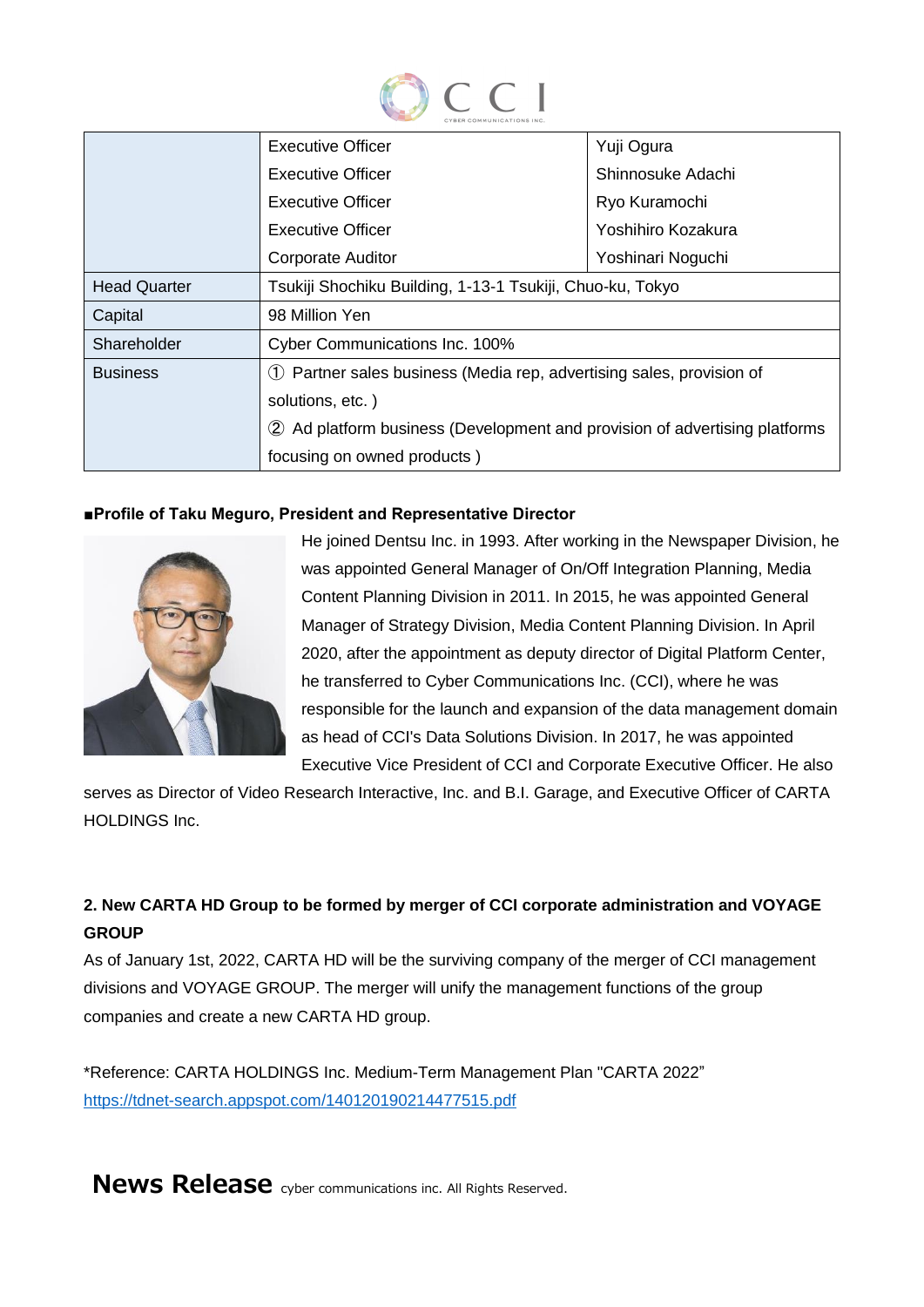| | | |
|---|---|---|
| | Executive Officer | Yuji Ogura |
| | Executive Officer | Shinnosuke Adachi |
| | Executive Officer | Ryo Kuramochi |
| | Executive Officer | Yoshihiro Kozakura |
| | Corporate Auditor | Yoshinari Noguchi |
| Head Quarter | Tsukiji Shochiku Building, 1-13-1 Tsukiji, Chuo-ku, Tokyo | |
| Capital | 98 Million Yen | |
| Shareholder | Cyber Communications Inc. 100% | |
| Business | ① Partner sales business (Media rep, advertising sales, provision of solutions, etc. ) ② Ad platform business (Development and provision of advertising platforms focusing on owned products ) | |

**■Profile of Taku Meguro, President and Representative Director**

He joined Dentsu Inc. in 1993. After working in the Newspaper Division, he was appointed General Manager of On/Off Integration Planning, Media Content Planning Division in 2011. In 2015, he was appointed General Manager of Strategy Division, Media Content Planning Division. In April 2020, after the appointment as deputy director of Digital Platform Center, he transferred to Cyber Communications Inc. (CCI), where he was responsible for the launch and expansion of the data management domain as head of CCI's Data Solutions Division. In 2017, he was appointed Executive Vice President of CCI and Corporate Executive Officer. He also serves as Director of Video Research Interactive, Inc. and B.I. Garage, and Executive Officer of CARTA HOLDINGS Inc.

**2. New CARTA HD Group to be formed by merger of CCI corporate administration and VOYAGE GROUP**

As of January 1st, 2022, CARTA HD will be the surviving company of the merger of CCI management divisions and VOYAGE GROUP. The merger will unify the management functions of the group companies and create a new CARTA HD group.

*Reference: CARTA HOLDINGS Inc. Medium-Term Management Plan "CARTA 2022"
https://tdnet-search.appspot.com/140120190214477515.pdf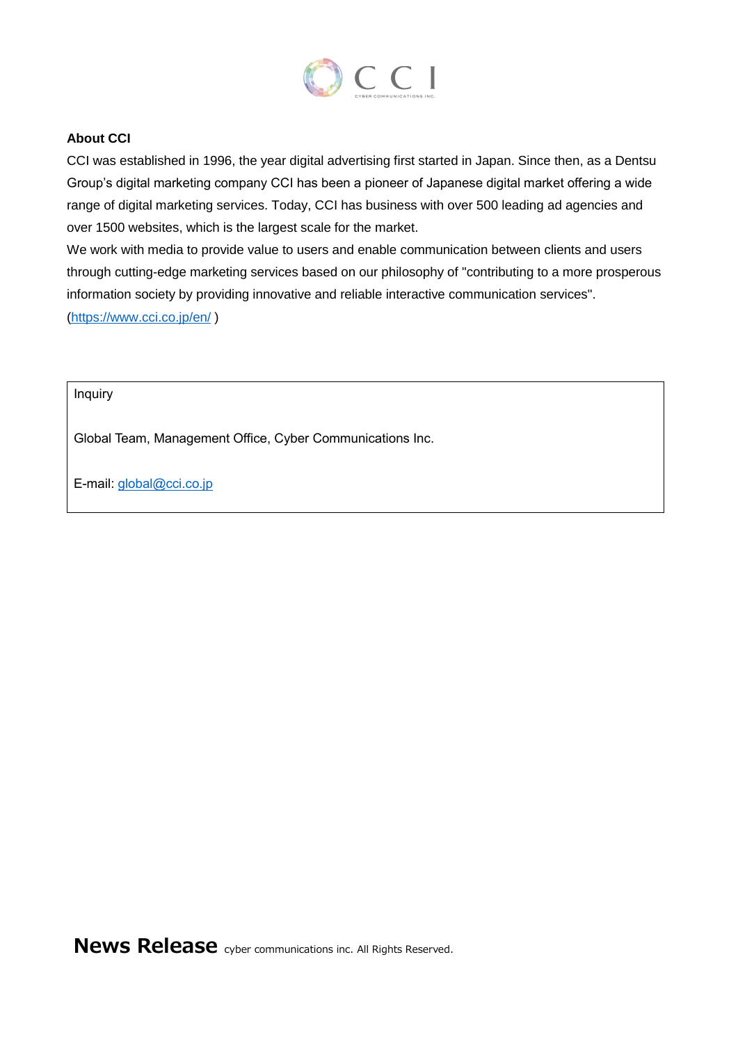**About CCI**

CCI was established in 1996, the year digital advertising first started in Japan. Since then, as a Dentsu Group's digital marketing company CCI has been a pioneer of Japanese digital market offering a wide range of digital marketing services. Today, CCI has business with over 500 leading ad agencies and over 1500 websites, which is the largest scale for the market.

We work with media to provide value to users and enable communication between clients and users through cutting-edge marketing services based on our philosophy of "contributing to a more prosperous information society by providing innovative and reliable interactive communication services".

(https://www.cci.co.jp/en/ )

Inquiry

Global Team, Management Office, Cyber Communications Inc.

E-mail: global@cci.co.jp